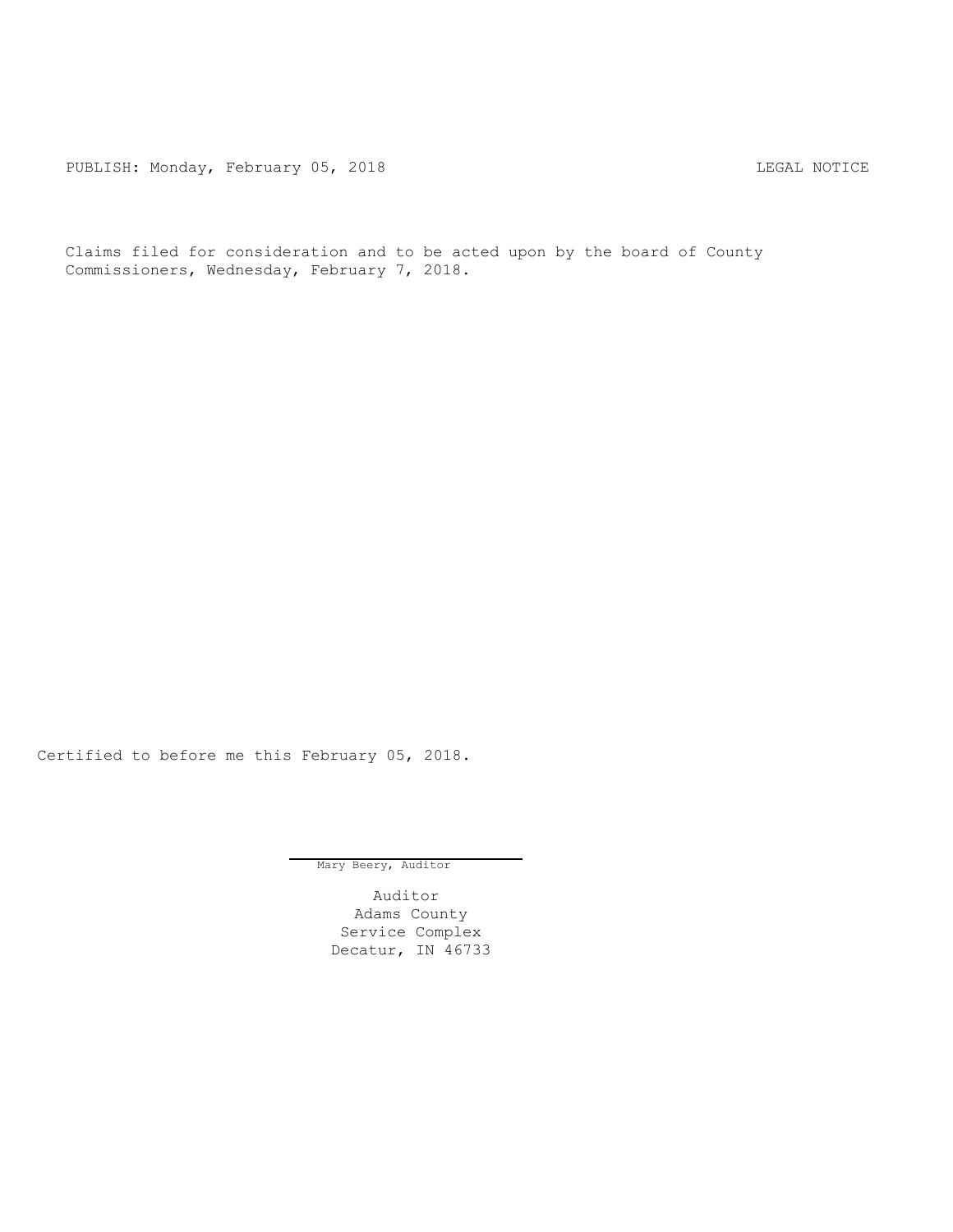PUBLISH: Monday, February 05, 2018 LEGAL NOTICE

Claims filed for consideration and to be acted upon by the board of County Commissioners, Wednesday, February 7, 2018.

Certified to before me this February 05, 2018.

Mary Beery, Auditor

Auditor
Adams County
Service Complex
Decatur, IN 46733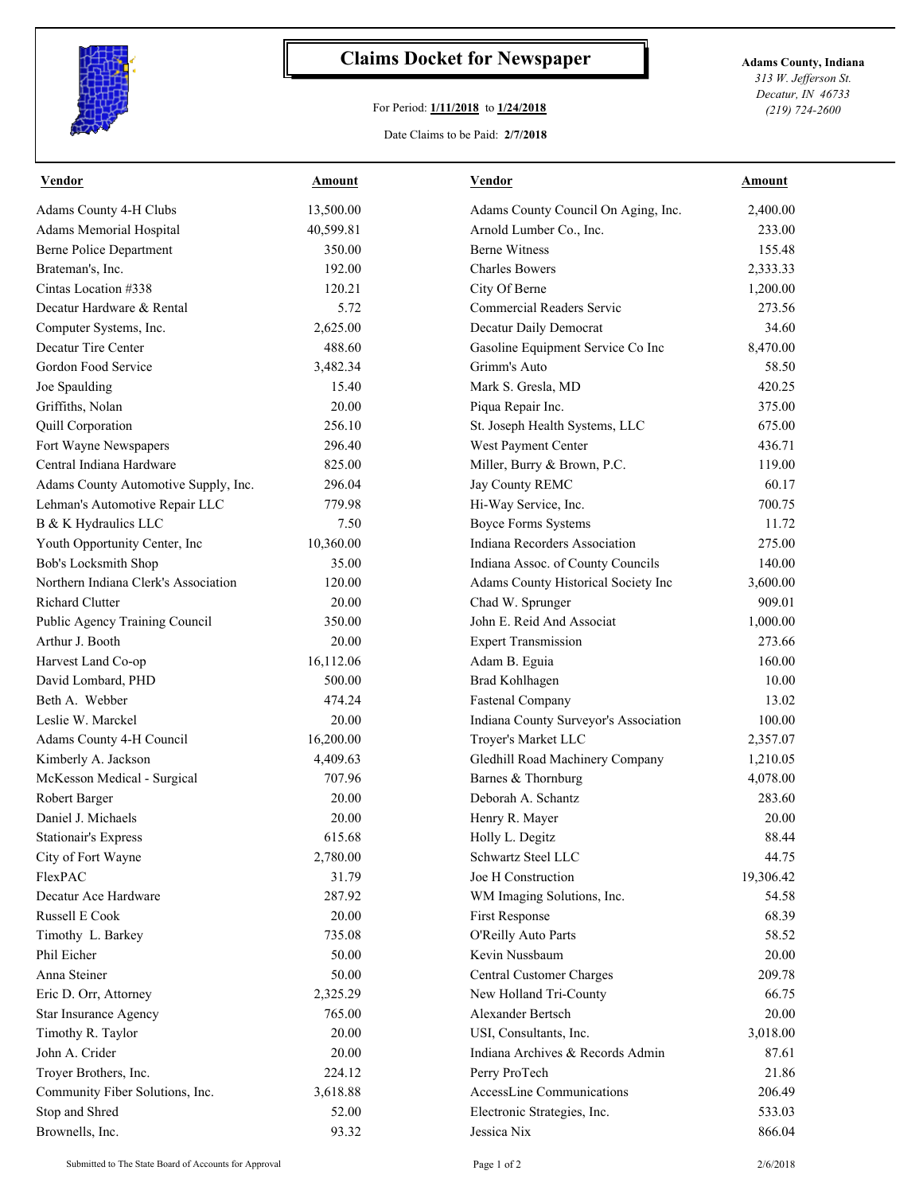# Claims Docket for Newspaper

For Period: **1/11/2018** to **1/24/2018**

Date Claims to be Paid: **2/7/2018**

**Adams County, Indiana**
*313 W. Jefferson St.*
*Decatur, IN 46733*
*(219) 724-2600*

| Vendor | Amount | Vendor | Amount |
|---|---|---|---|
| Adams County 4-H Clubs | 13,500.00 | Adams County Council On Aging, Inc. | 2,400.00 |
| Adams Memorial Hospital | 40,599.81 | Arnold Lumber Co., Inc. | 233.00 |
| Berne Police Department | 350.00 | Berne Witness | 155.48 |
| Brateman's, Inc. | 192.00 | Charles Bowers | 2,333.33 |
| Cintas Location #338 | 120.21 | City Of Berne | 1,200.00 |
| Decatur Hardware & Rental | 5.72 | Commercial Readers Servic | 273.56 |
| Computer Systems, Inc. | 2,625.00 | Decatur Daily Democrat | 34.60 |
| Decatur Tire Center | 488.60 | Gasoline Equipment Service Co Inc | 8,470.00 |
| Gordon Food Service | 3,482.34 | Grimm's Auto | 58.50 |
| Joe Spaulding | 15.40 | Mark S. Gresla, MD | 420.25 |
| Griffiths, Nolan | 20.00 | Piqua Repair Inc. | 375.00 |
| Quill Corporation | 256.10 | St. Joseph Health Systems, LLC | 675.00 |
| Fort Wayne Newspapers | 296.40 | West Payment Center | 436.71 |
| Central Indiana Hardware | 825.00 | Miller, Burry & Brown, P.C. | 119.00 |
| Adams County Automotive Supply, Inc. | 296.04 | Jay County REMC | 60.17 |
| Lehman's Automotive Repair LLC | 779.98 | Hi-Way Service, Inc. | 700.75 |
| B & K Hydraulics LLC | 7.50 | Boyce Forms Systems | 11.72 |
| Youth Opportunity Center, Inc | 10,360.00 | Indiana Recorders Association | 275.00 |
| Bob's Locksmith Shop | 35.00 | Indiana Assoc. of County Councils | 140.00 |
| Northern Indiana Clerk's Association | 120.00 | Adams County Historical Society Inc | 3,600.00 |
| Richard Clutter | 20.00 | Chad W. Sprunger | 909.01 |
| Public Agency Training Council | 350.00 | John E. Reid And Associat | 1,000.00 |
| Arthur J. Booth | 20.00 | Expert Transmission | 273.66 |
| Harvest Land Co-op | 16,112.06 | Adam B. Eguia | 160.00 |
| David Lombard, PHD | 500.00 | Brad Kohlhagen | 10.00 |
| Beth A. Webber | 474.24 | Fastenal Company | 13.02 |
| Leslie W. Marckel | 20.00 | Indiana County Surveyor's Association | 100.00 |
| Adams County 4-H Council | 16,200.00 | Troyer's Market LLC | 2,357.07 |
| Kimberly A. Jackson | 4,409.63 | Gledhill Road Machinery Company | 1,210.05 |
| McKesson Medical - Surgical | 707.96 | Barnes & Thornburg | 4,078.00 |
| Robert Barger | 20.00 | Deborah A. Schantz | 283.60 |
| Daniel J. Michaels | 20.00 | Henry R. Mayer | 20.00 |
| Stationair's Express | 615.68 | Holly L. Degitz | 88.44 |
| City of Fort Wayne | 2,780.00 | Schwartz Steel LLC | 44.75 |
| FlexPAC | 31.79 | Joe H Construction | 19,306.42 |
| Decatur Ace Hardware | 287.92 | WM Imaging Solutions, Inc. | 54.58 |
| Russell E Cook | 20.00 | First Response | 68.39 |
| Timothy L. Barkey | 735.08 | O'Reilly Auto Parts | 58.52 |
| Phil Eicher | 50.00 | Kevin Nussbaum | 20.00 |
| Anna Steiner | 50.00 | Central Customer Charges | 209.78 |
| Eric D. Orr, Attorney | 2,325.29 | New Holland Tri-County | 66.75 |
| Star Insurance Agency | 765.00 | Alexander Bertsch | 20.00 |
| Timothy R. Taylor | 20.00 | USI, Consultants, Inc. | 3,018.00 |
| John A. Crider | 20.00 | Indiana Archives & Records Admin | 87.61 |
| Troyer Brothers, Inc. | 224.12 | Perry ProTech | 21.86 |
| Community Fiber Solutions, Inc. | 3,618.88 | AccessLine Communications | 206.49 |
| Stop and Shred | 52.00 | Electronic Strategies, Inc. | 533.03 |
| Brownells, Inc. | 93.32 | Jessica Nix | 866.04 |

Submitted to The State Board of Accounts for Approval

2/6/2018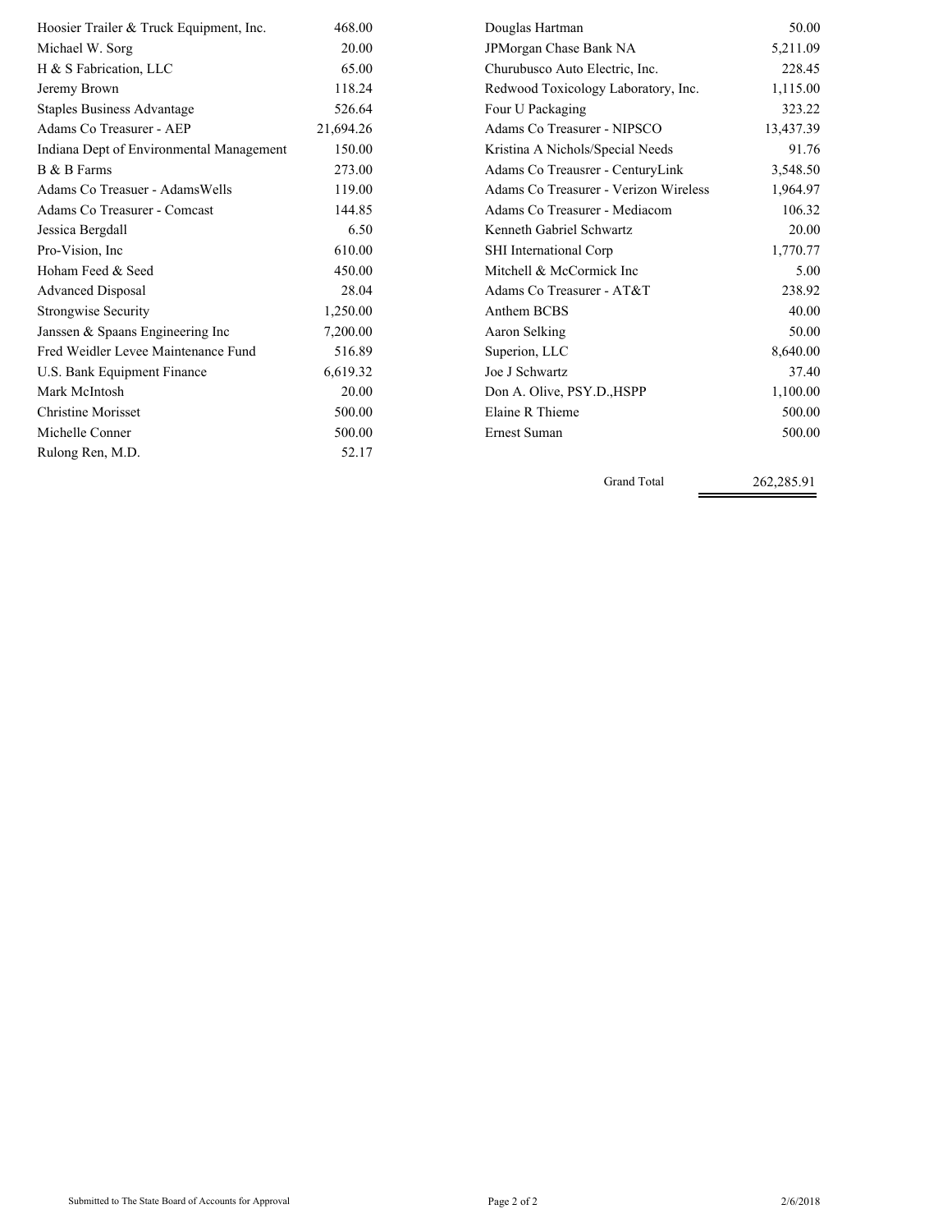| | |
|---|---|
| Hoosier Trailer & Truck Equipment, Inc. | 468.00 |
| Michael W. Sorg | 20.00 |
| H & S Fabrication, LLC | 65.00 |
| Jeremy Brown | 118.24 |
| Staples Business Advantage | 526.64 |
| Adams Co Treasurer - AEP | 21,694.26 |
| Indiana Dept of Environmental Management | 150.00 |
| B & B Farms | 273.00 |
| Adams Co Treasuer - AdamsWells | 119.00 |
| Adams Co Treasurer - Comcast | 144.85 |
| Jessica Bergdall | 6.50 |
| Pro-Vision, Inc | 610.00 |
| Hoham Feed & Seed | 450.00 |
| Advanced Disposal | 28.04 |
| Strongwise Security | 1,250.00 |
| Janssen & Spaans Engineering Inc | 7,200.00 |
| Fred Weidler Levee Maintenance Fund | 516.89 |
| U.S. Bank Equipment Finance | 6,619.32 |
| Mark McIntosh | 20.00 |
| Christine Morisset | 500.00 |
| Michelle Conner | 500.00 |
| Rulong Ren, M.D. | 52.17 |
| Douglas Hartman | 50.00 |
| JPMorgan Chase Bank NA | 5,211.09 |
| Churubusco Auto Electric, Inc. | 228.45 |
| Redwood Toxicology Laboratory, Inc. | 1,115.00 |
| Four U Packaging | 323.22 |
| Adams Co Treasurer - NIPSCO | 13,437.39 |
| Kristina A Nichols/Special Needs | 91.76 |
| Adams Co Treausrer - CenturyLink | 3,548.50 |
| Adams Co Treasurer - Verizon Wireless | 1,964.97 |
| Adams Co Treasurer - Mediacom | 106.32 |
| Kenneth Gabriel Schwartz | 20.00 |
| SHI International Corp | 1,770.77 |
| Mitchell & McCormick Inc | 5.00 |
| Adams Co Treasurer - AT&T | 238.92 |
| Anthem BCBS | 40.00 |
| Aaron Selking | 50.00 |
| Superion, LLC | 8,640.00 |
| Joe J Schwartz | 37.40 |
| Don A. Olive, PSY.D.,HSPP | 1,100.00 |
| Elaine R Thieme | 500.00 |
| Ernest Suman | 500.00 |
| Grand Total | 262,285.91 |

Submitted to The State Board of Accounts for Approval

2/6/2018